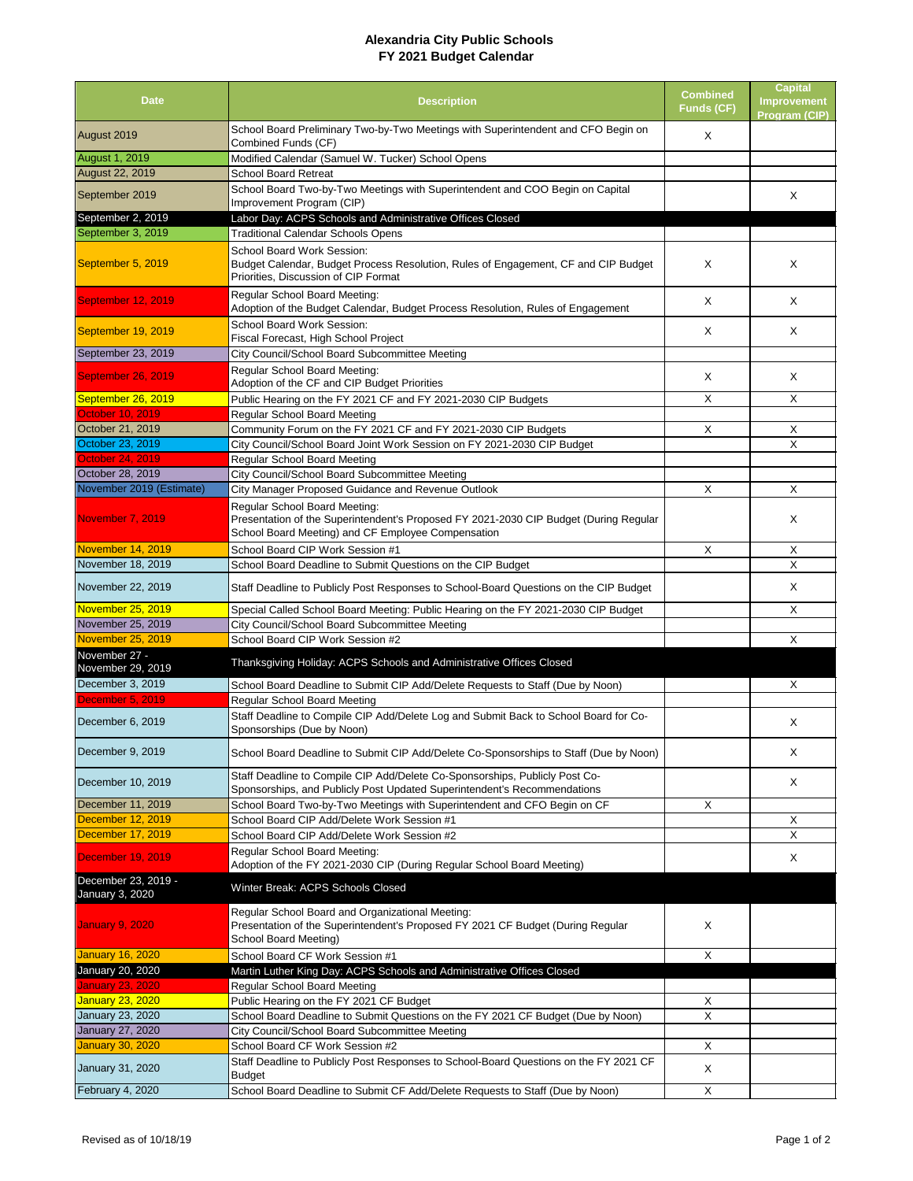# Alexandria City Public Schools
## FY 2021 Budget Calendar

| Date | Description | Combined Funds (CF) | Capital Improvement Program (CIP) |
|---|---|---|---|
| August 2019 | School Board Preliminary Two-by-Two Meetings with Superintendent and CFO Begin on Combined Funds (CF) | X | |
| August 1, 2019 | Modified Calendar (Samuel W. Tucker) School Opens | | |
| August 22, 2019 | School Board Retreat | | |
| September 2019 | School Board Two-by-Two Meetings with Superintendent and COO Begin on Capital Improvement Program (CIP) | | X |
| September 2, 2019 | Labor Day: ACPS Schools and Administrative Offices Closed | | |
| September 3, 2019 | Traditional Calendar Schools Opens | | |
| September 5, 2019 | School Board Work Session: Budget Calendar, Budget Process Resolution, Rules of Engagement, CF and CIP Budget Priorities, Discussion of CIP Format | X | X |
| September 12, 2019 | Regular School Board Meeting: Adoption of the Budget Calendar, Budget Process Resolution, Rules of Engagement | X | X |
| September 19, 2019 | School Board Work Session: Fiscal Forecast, High School Project | X | X |
| September 23, 2019 | City Council/School Board Subcommittee Meeting | | |
| September 26, 2019 | Regular School Board Meeting: Adoption of the CF and CIP Budget Priorities | X | X |
| September 26, 2019 | Public Hearing on the FY 2021 CF and FY 2021-2030 CIP Budgets | X | X |
| October 10, 2019 | Regular School Board Meeting | | |
| October 21, 2019 | Community Forum on the FY 2021 CF and FY 2021-2030 CIP Budgets | X | X |
| October 23, 2019 | City Council/School Board Joint Work Session on FY 2021-2030 CIP Budget | | X |
| October 24, 2019 | Regular School Board Meeting | | |
| October 28, 2019 | City Council/School Board Subcommittee Meeting | | |
| November 2019 (Estimate) | City Manager Proposed Guidance and Revenue Outlook | X | X |
| November 7, 2019 | Regular School Board Meeting: Presentation of the Superintendent's Proposed FY 2021-2030 CIP Budget (During Regular School Board Meeting) and CF Employee Compensation | | X |
| November 14, 2019 | School Board CIP Work Session #1 | X | X |
| November 18, 2019 | School Board Deadline to Submit Questions on the CIP Budget | | X |
| November 22, 2019 | Staff Deadline to Publicly Post Responses to School-Board Questions on the CIP Budget | | X |
| November 25, 2019 | Special Called School Board Meeting: Public Hearing on the FY 2021-2030 CIP Budget | | X |
| November 25, 2019 | City Council/School Board Subcommittee Meeting | | |
| November 25, 2019 | School Board CIP Work Session #2 | | X |
| November 27 - November 29, 2019 | Thanksgiving Holiday: ACPS Schools and Administrative Offices Closed | | |
| December 3, 2019 | School Board Deadline to Submit CIP Add/Delete Requests to Staff (Due by Noon) | | X |
| December 5, 2019 | Regular School Board Meeting | | |
| December 6, 2019 | Staff Deadline to Compile CIP Add/Delete Log and Submit Back to School Board for Co-Sponsorships (Due by Noon) | | X |
| December 9, 2019 | School Board Deadline to Submit CIP Add/Delete Co-Sponsorships to Staff (Due by Noon) | | X |
| December 10, 2019 | Staff Deadline to Compile CIP Add/Delete Co-Sponsorships, Publicly Post Co-Sponsorships, and Publicly Post Updated Superintendent's Recommendations | | X |
| December 11, 2019 | School Board Two-by-Two Meetings with Superintendent and CFO Begin on CF | X | |
| December 12, 2019 | School Board CIP Add/Delete Work Session #1 | | X |
| December 17, 2019 | School Board CIP Add/Delete Work Session #2 | | X |
| December 19, 2019 | Regular School Board Meeting: Adoption of the FY 2021-2030 CIP (During Regular School Board Meeting) | | X |
| December 23, 2019 - January 3, 2020 | Winter Break: ACPS Schools Closed | | |
| January 9, 2020 | Regular School Board and Organizational Meeting: Presentation of the Superintendent's Proposed FY 2021 CF Budget (During Regular School Board Meeting) | X | |
| January 16, 2020 | School Board CF Work Session #1 | X | |
| January 20, 2020 | Martin Luther King Day: ACPS Schools and Administrative Offices Closed | | |
| January 23, 2020 | Regular School Board Meeting | | |
| January 23, 2020 | Public Hearing on the FY 2021 CF Budget | X | |
| January 23, 2020 | School Board Deadline to Submit Questions on the FY 2021 CF Budget (Due by Noon) | X | |
| January 27, 2020 | City Council/School Board Subcommittee Meeting | | |
| January 30, 2020 | School Board CF Work Session #2 | X | |
| January 31, 2020 | Staff Deadline to Publicly Post Responses to School-Board Questions on the FY 2021 CF Budget | X | |
| February 4, 2020 | School Board Deadline to Submit CF Add/Delete Requests to Staff (Due by Noon) | X | |

Revised as of 10/18/19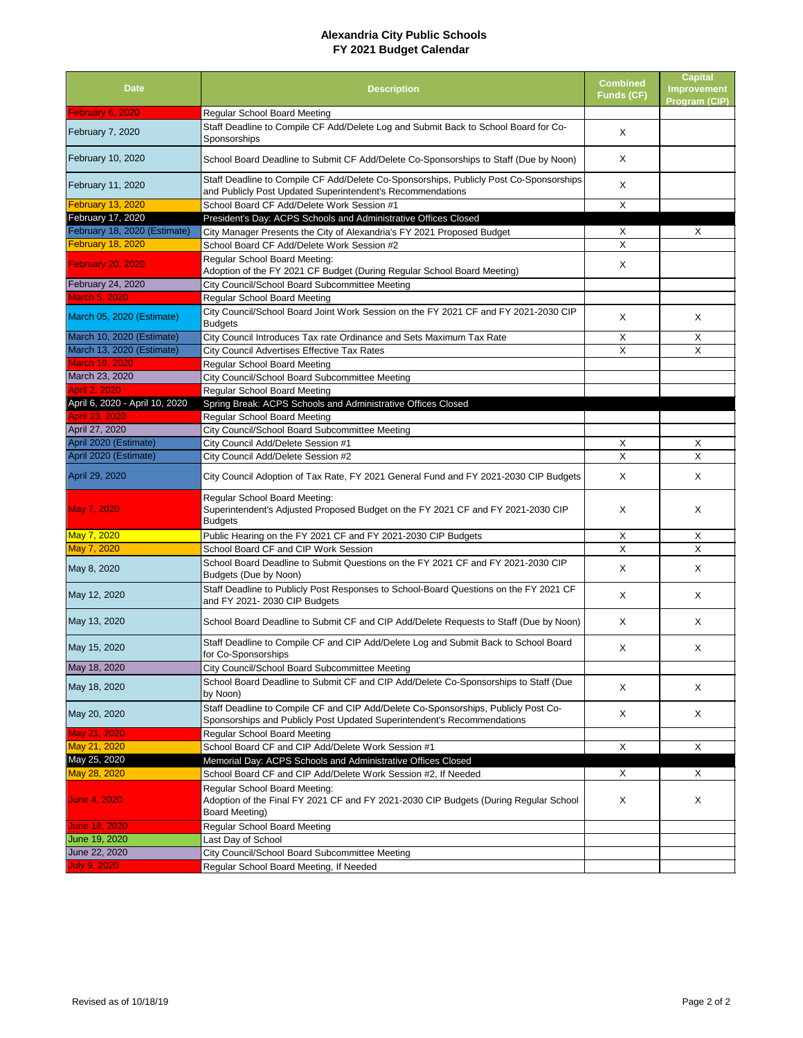# Alexandria City Public Schools
## FY 2021 Budget Calendar

| Date | Description | Combined Funds (CF) | Capital Improvement Program (CIP) |
|---|---|---|---|
| February 6, 2020 | Regular School Board Meeting | | |
| February 7, 2020 | Staff Deadline to Compile CF Add/Delete Log and Submit Back to School Board for Co-Sponsorships | X | |
| February 10, 2020 | School Board Deadline to Submit CF Add/Delete Co-Sponsorships to Staff (Due by Noon) | X | |
| February 11, 2020 | Staff Deadline to Compile CF Add/Delete Co-Sponsorships, Publicly Post Co-Sponsorships and Publicly Post Updated Superintendent's Recommendations | X | |
| February 13, 2020 | School Board CF Add/Delete Work Session #1 | X | |
| February 17, 2020 | President's Day: ACPS Schools and Administrative Offices Closed | | |
| February 18, 2020 (Estimate) | City Manager Presents the City of Alexandria's FY 2021 Proposed Budget | X | X |
| February 18, 2020 | School Board CF Add/Delete Work Session #2 | X | |
| February 20, 2020 | Regular School Board Meeting: Adoption of the FY 2021 CF Budget (During Regular School Board Meeting) | X | |
| February 24, 2020 | City Council/School Board Subcommittee Meeting | | |
| March 5, 2020 | Regular School Board Meeting | | |
| March 05, 2020 (Estimate) | City Council/School Board Joint Work Session on the FY 2021 CF and FY 2021-2030 CIP Budgets | X | X |
| March 10, 2020 (Estimate) | City Council Introduces Tax rate Ordinance and Sets Maximum Tax Rate | X | X |
| March 13, 2020 (Estimate) | City Council Advertises Effective Tax Rates | X | X |
| March 19, 2020 | Regular School Board Meeting | | |
| March 23, 2020 | City Council/School Board Subcommittee Meeting | | |
| April 2, 2020 | Regular School Board Meeting | | |
| April 6, 2020 - April 10, 2020 | Spring Break: ACPS Schools and Administrative Offices Closed | | |
| April 23, 2020 | Regular School Board Meeting | | |
| April 27, 2020 | City Council/School Board Subcommittee Meeting | | |
| April 2020 (Estimate) | City Council Add/Delete Session #1 | X | X |
| April 2020 (Estimate) | City Council Add/Delete Session #2 | X | X |
| April 29, 2020 | City Council Adoption of Tax Rate, FY 2021 General Fund and FY 2021-2030 CIP Budgets | X | X |
| May 7, 2020 | Regular School Board Meeting: Superintendent's Adjusted Proposed Budget on the FY 2021 CF and FY 2021-2030 CIP Budgets | X | X |
| May 7, 2020 | Public Hearing on the FY 2021 CF and FY 2021-2030 CIP Budgets | X | X |
| May 7, 2020 | School Board CF and CIP Work Session | X | X |
| May 8, 2020 | School Board Deadline to Submit Questions on the FY 2021 CF and FY 2021-2030 CIP Budgets (Due by Noon) | X | X |
| May 12, 2020 | Staff Deadline to Publicly Post Responses to School-Board Questions on the FY 2021 CF and FY 2021- 2030 CIP Budgets | X | X |
| May 13, 2020 | School Board Deadline to Submit CF and CIP Add/Delete Requests to Staff (Due by Noon) | X | X |
| May 15, 2020 | Staff Deadline to Compile CF and CIP Add/Delete Log and Submit Back to School Board for Co-Sponsorships | X | X |
| May 18, 2020 | City Council/School Board Subcommittee Meeting | | |
| May 18, 2020 | School Board Deadline to Submit CF and CIP Add/Delete Co-Sponsorships to Staff (Due by Noon) | X | X |
| May 20, 2020 | Staff Deadline to Compile CF and CIP Add/Delete Co-Sponsorships, Publicly Post Co-Sponsorships and Publicly Post Updated Superintendent's Recommendations | X | X |
| May 21, 2020 | Regular School Board Meeting | | |
| May 21, 2020 | School Board CF and CIP Add/Delete Work Session #1 | X | X |
| May 25, 2020 | Memorial Day: ACPS Schools and Administrative Offices Closed | | |
| May 28, 2020 | School Board CF and CIP Add/Delete Work Session #2, If Needed | X | X |
| June 4, 2020 | Regular School Board Meeting: Adoption of the Final FY 2021 CF and FY 2021-2030 CIP Budgets (During Regular School Board Meeting) | X | X |
| June 18, 2020 | Regular School Board Meeting | | |
| June 19, 2020 | Last Day of School | | |
| June 22, 2020 | City Council/School Board Subcommittee Meeting | | |
| July 9, 2020 | Regular School Board Meeting, If Needed | | |

Revised as of 10/18/19